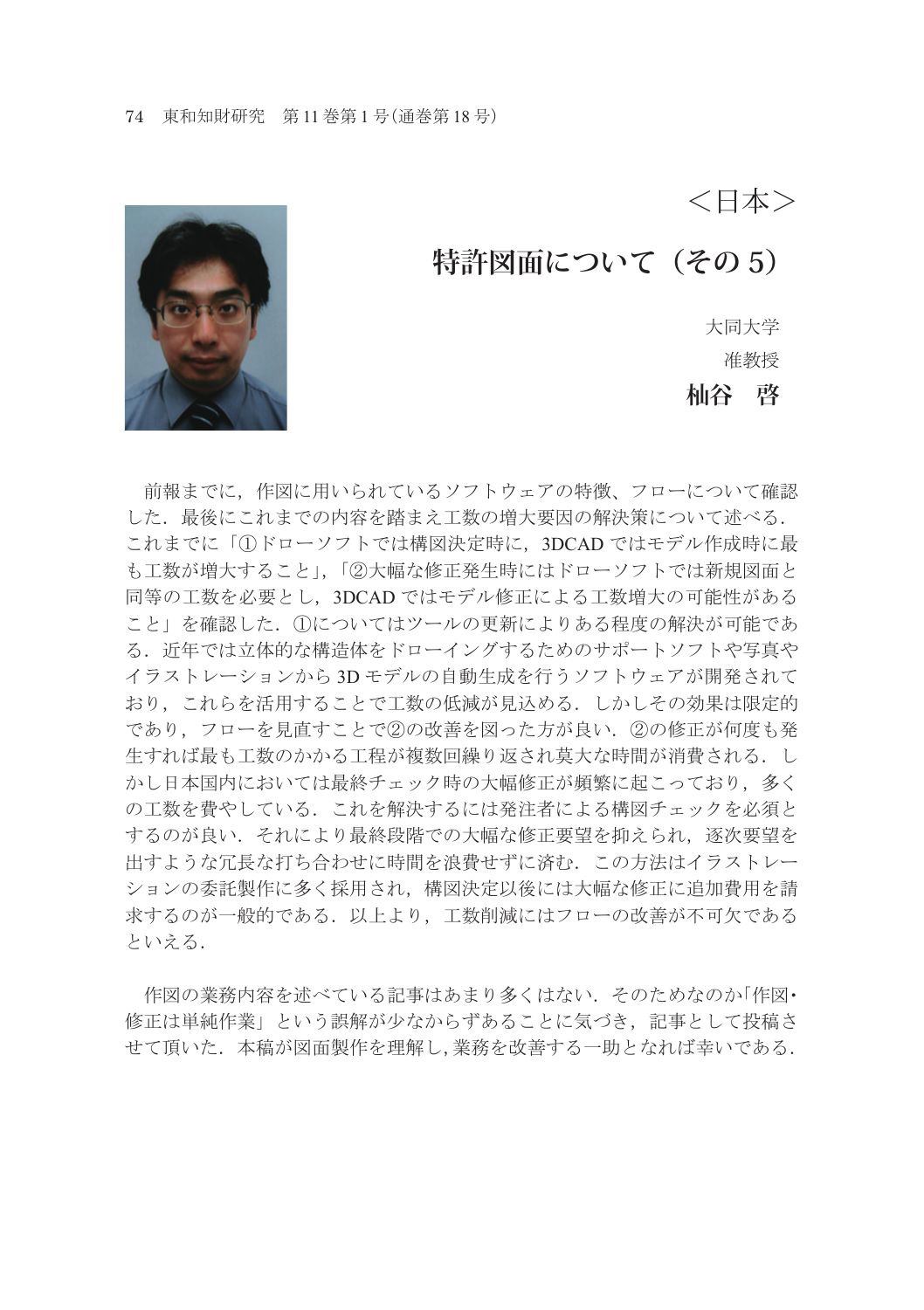<日本>

# 特許図面について（その 5）

大同大学

准教授

**杣谷　啓**

前報までに，作図に用いられているソフトウェアの特徴、フローについて確認した．最後にこれまでの内容を踏まえ工数の増大要因の解決策について述べる．これまでに「①ドローソフトでは構図決定時に，3DCAD ではモデル作成時に最も工数が増大すること」，「②大幅な修正発生時にはドローソフトでは新規図面と同等の工数を必要とし，3DCAD ではモデル修正による工数増大の可能性があること」を確認した．①についてはツールの更新によりある程度の解決が可能である．近年では立体的な構造体をドローイングするためのサポートソフトや写真やイラストレーションから 3D モデルの自動生成を行うソフトウェアが開発されており，これらを活用することで工数の低減が見込める．しかしその効果は限定的であり，フローを見直すことで②の改善を図った方が良い．②の修正が何度も発生すれば最も工数のかかる工程が複数回繰り返され莫大な時間が消費される．しかし日本国内においては最終チェック時の大幅修正が頻繁に起こっており，多くの工数を費やしている．これを解決するには発注者による構図チェックを必須とするのが良い．それにより最終段階での大幅な修正要望を抑えられ，逐次要望を出すような冗長な打ち合わせに時間を浪費せずに済む．この方法はイラストレーションの委託製作に多く採用され，構図決定以後には大幅な修正に追加費用を請求するのが一般的である．以上より，工数削減にはフローの改善が不可欠であるといえる．

作図の業務内容を述べている記事はあまり多くはない．そのためなのか「作図・修正は単純作業」という誤解が少なからずあることに気づき，記事として投稿させて頂いた．本稿が図面製作を理解し，業務を改善する一助となれば幸いである．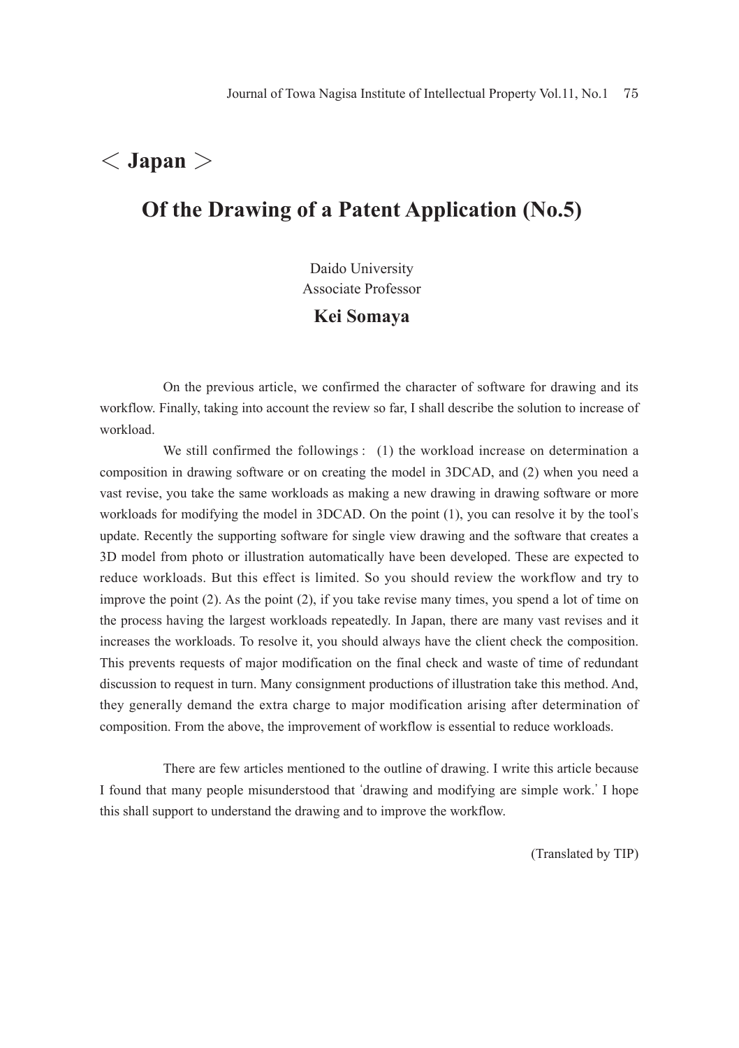# ＜ Japan ＞

## Of the Drawing of a Patent Application (No.5)

Daido University
Associate Professor

**Kei Somaya**

On the previous article, we confirmed the character of software for drawing and its workflow. Finally, taking into account the review so far, I shall describe the solution to increase of workload.

We still confirmed the followings : (1) the workload increase on determination a composition in drawing software or on creating the model in 3DCAD, and (2) when you need a vast revise, you take the same workloads as making a new drawing in drawing software or more workloads for modifying the model in 3DCAD. On the point (1), you can resolve it by the tool's update. Recently the supporting software for single view drawing and the software that creates a 3D model from photo or illustration automatically have been developed. These are expected to reduce workloads. But this effect is limited. So you should review the workflow and try to improve the point (2). As the point (2), if you take revise many times, you spend a lot of time on the process having the largest workloads repeatedly. In Japan, there are many vast revises and it increases the workloads. To resolve it, you should always have the client check the composition. This prevents requests of major modification on the final check and waste of time of redundant discussion to request in turn. Many consignment productions of illustration take this method. And, they generally demand the extra charge to major modification arising after determination of composition. From the above, the improvement of workflow is essential to reduce workloads.

There are few articles mentioned to the outline of drawing. I write this article because I found that many people misunderstood that 'drawing and modifying are simple work.' I hope this shall support to understand the drawing and to improve the workflow.

(Translated by TIP)